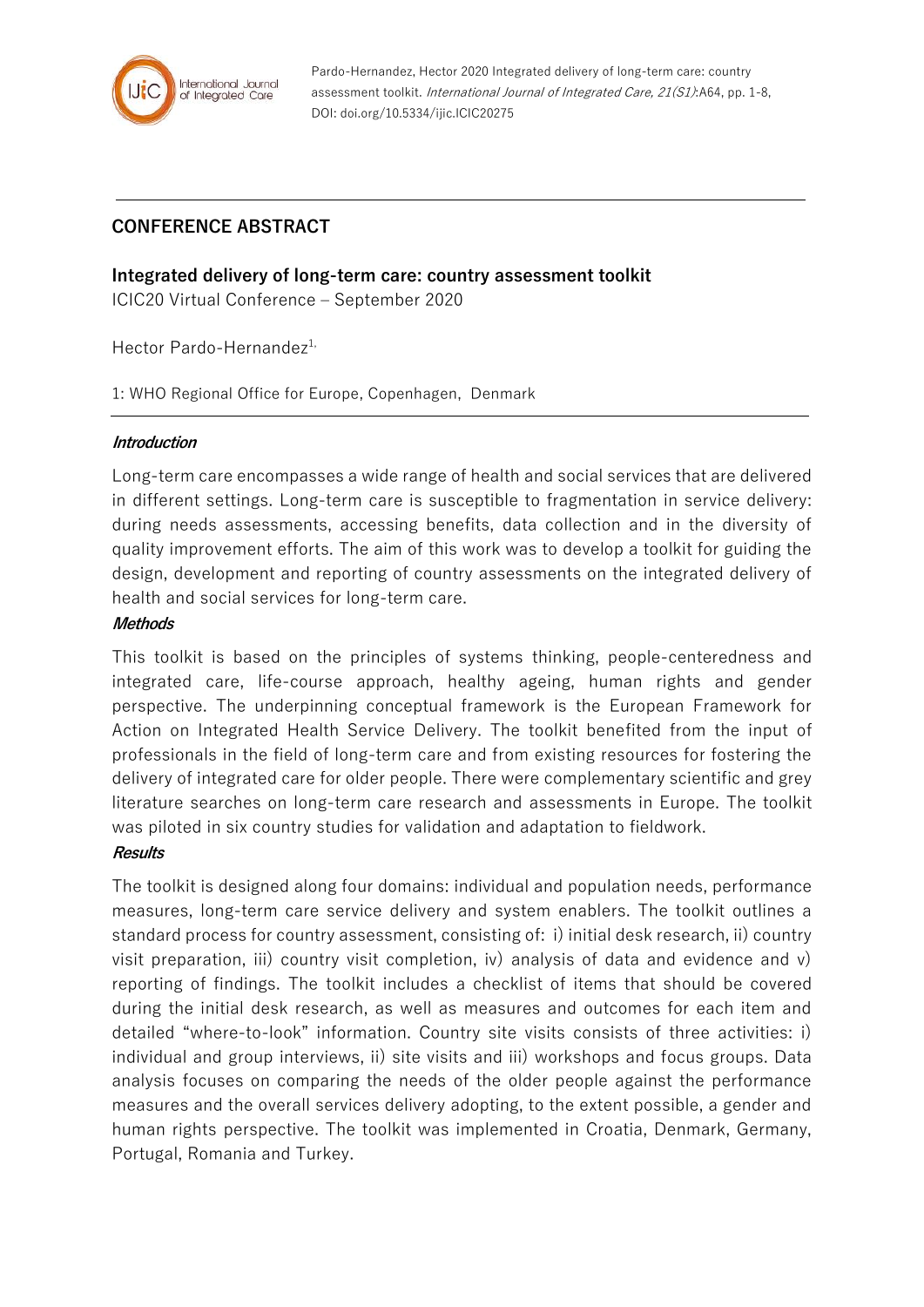Pardo-Hernandez, Hector 2020 Integrated delivery of long-term care: country assessment toolkit. *International Journal of Integrated Care, 21(S1)*:A64, pp. 1-8, DOI: doi.org/10.5334/ijic.ICIC20275

## CONFERENCE ABSTRACT

**Integrated delivery of long-term care: country assessment toolkit**

ICIC20 Virtual Conference – September 2020

Hector Pardo-Hernandez[1,]

1: WHO Regional Office for Europe, Copenhagen, Denmark

### *Introduction*

Long-term care encompasses a wide range of health and social services that are delivered in different settings. Long-term care is susceptible to fragmentation in service delivery: during needs assessments, accessing benefits, data collection and in the diversity of quality improvement efforts. The aim of this work was to develop a toolkit for guiding the design, development and reporting of country assessments on the integrated delivery of health and social services for long-term care.

### *Methods*

This toolkit is based on the principles of systems thinking, people-centeredness and integrated care, life-course approach, healthy ageing, human rights and gender perspective. The underpinning conceptual framework is the European Framework for Action on Integrated Health Service Delivery. The toolkit benefited from the input of professionals in the field of long-term care and from existing resources for fostering the delivery of integrated care for older people. There were complementary scientific and grey literature searches on long-term care research and assessments in Europe. The toolkit was piloted in six country studies for validation and adaptation to fieldwork.

### *Results*

The toolkit is designed along four domains: individual and population needs, performance measures, long-term care service delivery and system enablers. The toolkit outlines a standard process for country assessment, consisting of: i) initial desk research, ii) country visit preparation, iii) country visit completion, iv) analysis of data and evidence and v) reporting of findings. The toolkit includes a checklist of items that should be covered during the initial desk research, as well as measures and outcomes for each item and detailed "where-to-look" information. Country site visits consists of three activities: i) individual and group interviews, ii) site visits and iii) workshops and focus groups. Data analysis focuses on comparing the needs of the older people against the performance measures and the overall services delivery adopting, to the extent possible, a gender and human rights perspective. The toolkit was implemented in Croatia, Denmark, Germany, Portugal, Romania and Turkey.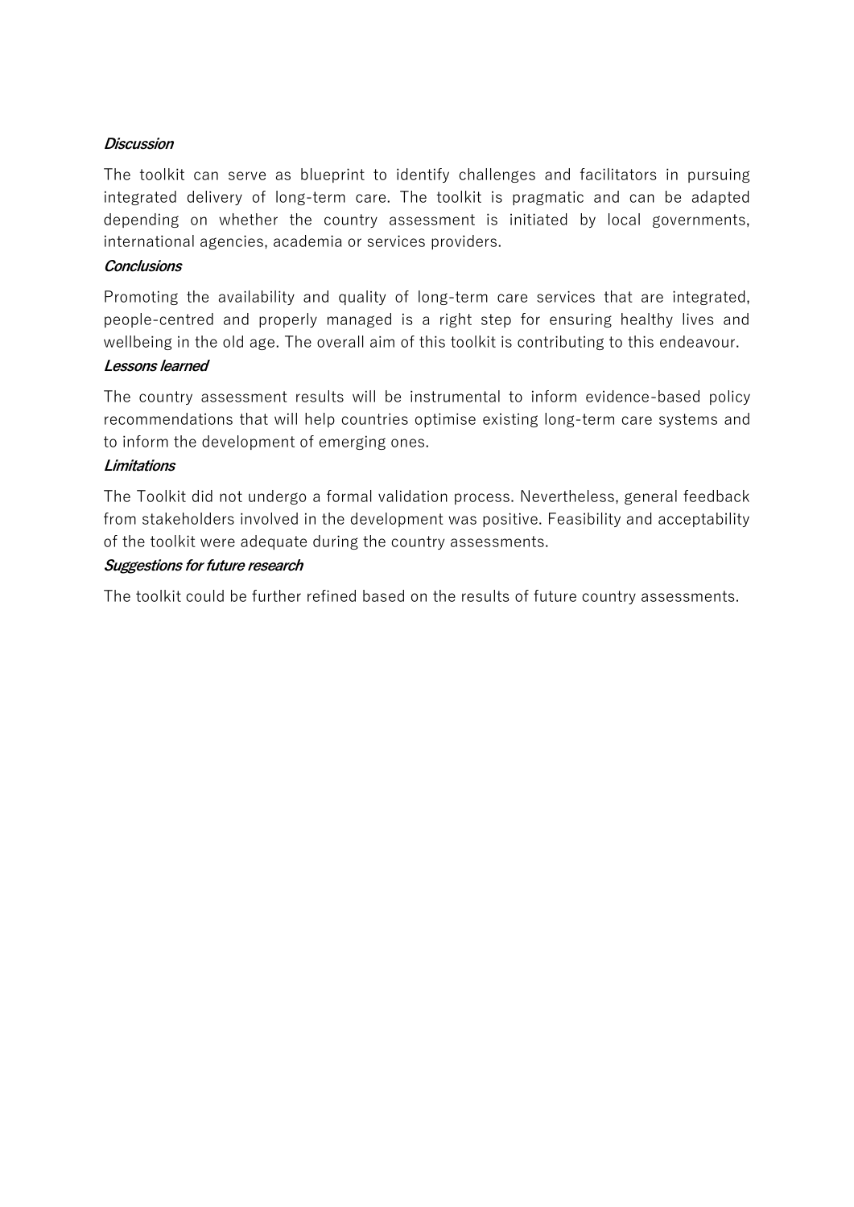***Discussion***

The toolkit can serve as blueprint to identify challenges and facilitators in pursuing integrated delivery of long-term care. The toolkit is pragmatic and can be adapted depending on whether the country assessment is initiated by local governments, international agencies, academia or services providers.

***Conclusions***

Promoting the availability and quality of long-term care services that are integrated, people-centred and properly managed is a right step for ensuring healthy lives and wellbeing in the old age. The overall aim of this toolkit is contributing to this endeavour.

***Lessons learned***

The country assessment results will be instrumental to inform evidence-based policy recommendations that will help countries optimise existing long-term care systems and to inform the development of emerging ones.

***Limitations***

The Toolkit did not undergo a formal validation process. Nevertheless, general feedback from stakeholders involved in the development was positive. Feasibility and acceptability of the toolkit were adequate during the country assessments.

***Suggestions for future research***

The toolkit could be further refined based on the results of future country assessments.